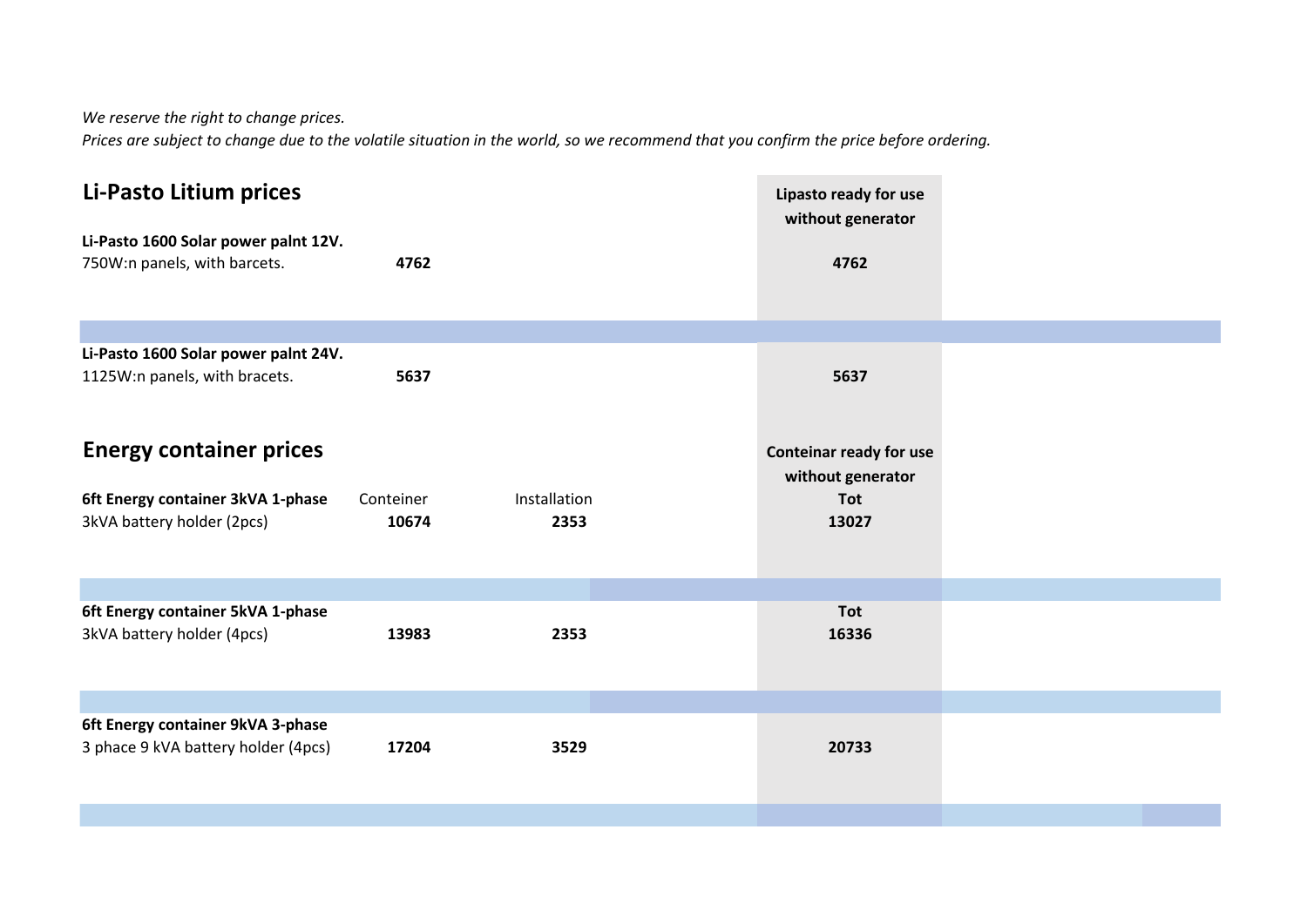*We reserve the right to change prices.*
*Prices are subject to change due to the volatile situation in the world, so we recommend that you confirm the price before ordering.*

## Li-Pasto Litium prices

| | | | Lipasto ready for use without generator |
|---|---|---|---|
| **Li-Pasto 1600 Solar power palnt 12V.** 750W:n panels, with barcets. | **4762** | | **4762** |
| **Li-Pasto 1600 Solar power palnt 24V.** 1125W:n panels, with bracets. | **5637** | | **5637** |

## Energy container prices

| | | | Conteinar ready for use without generator |
|---|---|---|---|
| | Conteiner | Installation | **Tot** |
| **6ft Energy container 3kVA 1-phase** 3kVA battery holder (2pcs) | **10674** | **2353** | **13027** |
| **6ft Energy container 5kVA 1-phase** 3kVA battery holder (4pcs) | **13983** | **2353** | **Tot** **16336** |
| **6ft Energy container 9kVA 3-phase** 3 phace 9 kVA battery holder (4pcs) | **17204** | **3529** | **20733** |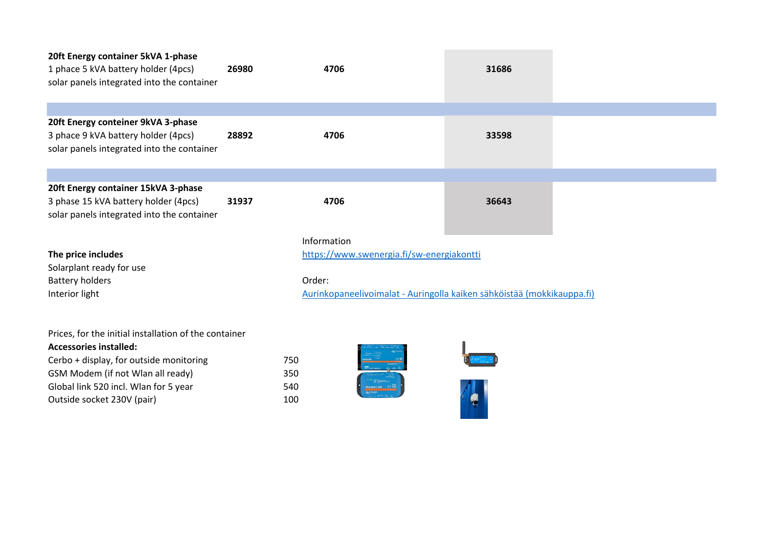| | | | |
|---|---|---|---|
| **20ft Energy container 5kVA 1-phase**<br>1 phace 5 kVA battery holder (4pcs)<br>solar panels integrated into the container | **26980** | **4706** | **31686** |
| **20ft Energy conteiner 9kVA 3-phase**<br>3 phace 9 kVA battery holder (4pcs)<br>solar panels integrated into the container | **28892** | **4706** | **33598** |
| **20ft Energy container 15kVA 3-phase**<br>3 phase 15 kVA battery holder (4pcs)<br>solar panels integrated into the container | **31937** | **4706** | **36643** |

**The price includes**

Solarplant ready for use

Battery holders

Interior light

Information

[https://www.swenergia.fi/sw-energiakontti](https://www.swenergia.fi/sw-energiakontti)

Order:

Aurinkopaneelivoimalat - Auringolla kaiken sähköistää (mokkikauppa.fi)

Prices, for the initial installation of the container

**Accessories installed:**

| | |
|---|---|
| Cerbo + display, for outside monitoring | 750 |
| GSM Modem (if not Wlan all ready) | 350 |
| Global link 520 incl. Wlan for 5 year | 540 |
| Outside socket 230V (pair) | 100 |